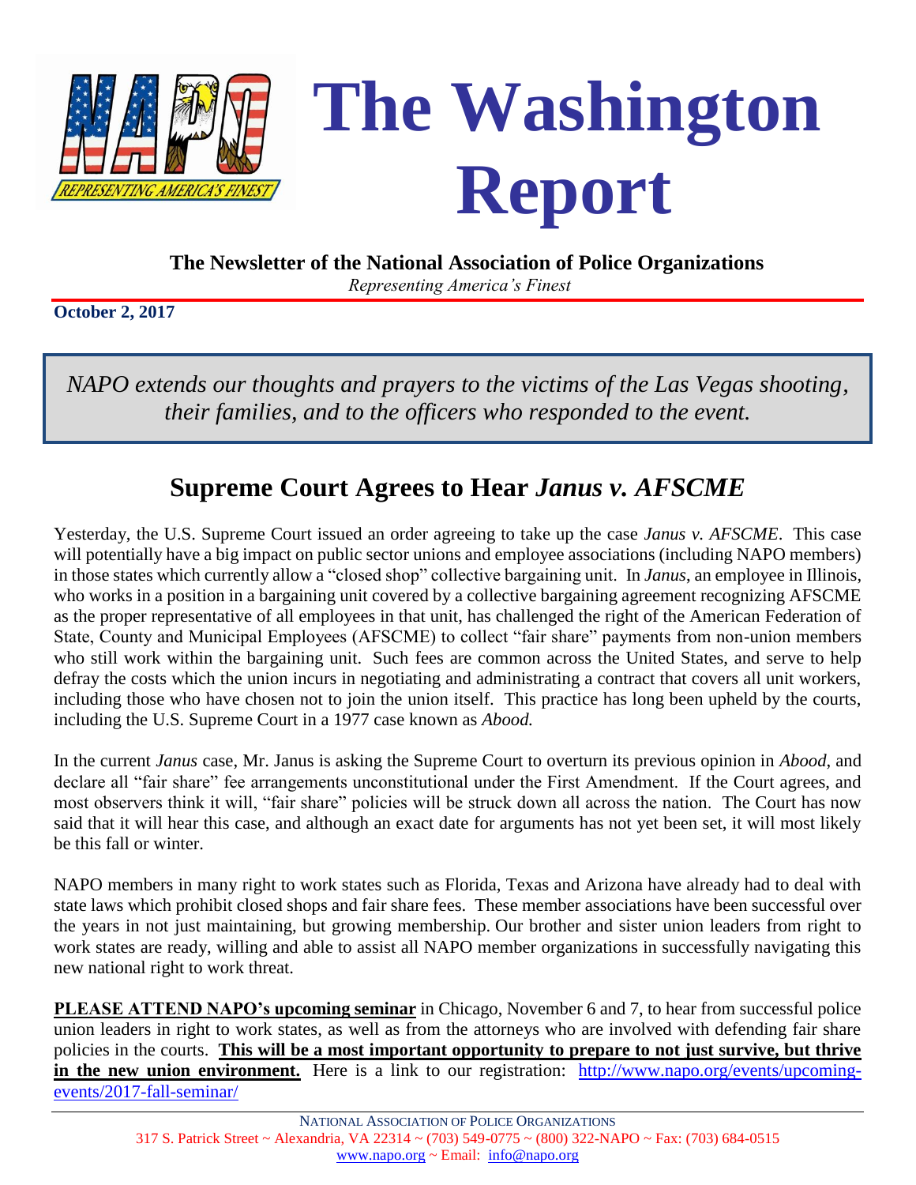# The Washington Report

**The Newsletter of the National Association of Police Organizations**

*Representing America's Finest*

**October 2, 2017**

*NAPO extends our thoughts and prayers to the victims of the Las Vegas shooting, their families, and to the officers who responded to the event.*

## Supreme Court Agrees to Hear *Janus v. AFSCME*

Yesterday, the U.S. Supreme Court issued an order agreeing to take up the case *Janus v. AFSCME*. This case will potentially have a big impact on public sector unions and employee associations (including NAPO members) in those states which currently allow a "closed shop" collective bargaining unit. In *Janus*, an employee in Illinois, who works in a position in a bargaining unit covered by a collective bargaining agreement recognizing AFSCME as the proper representative of all employees in that unit, has challenged the right of the American Federation of State, County and Municipal Employees (AFSCME) to collect "fair share" payments from non-union members who still work within the bargaining unit. Such fees are common across the United States, and serve to help defray the costs which the union incurs in negotiating and administrating a contract that covers all unit workers, including those who have chosen not to join the union itself. This practice has long been upheld by the courts, including the U.S. Supreme Court in a 1977 case known as *Abood.*

In the current *Janus* case, Mr. Janus is asking the Supreme Court to overturn its previous opinion in *Abood*, and declare all "fair share" fee arrangements unconstitutional under the First Amendment. If the Court agrees, and most observers think it will, "fair share" policies will be struck down all across the nation. The Court has now said that it will hear this case, and although an exact date for arguments has not yet been set, it will most likely be this fall or winter.

NAPO members in many right to work states such as Florida, Texas and Arizona have already had to deal with state laws which prohibit closed shops and fair share fees. These member associations have been successful over the years in not just maintaining, but growing membership. Our brother and sister union leaders from right to work states are ready, willing and able to assist all NAPO member organizations in successfully navigating this new national right to work threat.

**PLEASE ATTEND NAPO's upcoming seminar** in Chicago, November 6 and 7, to hear from successful police union leaders in right to work states, as well as from the attorneys who are involved with defending fair share policies in the courts. **This will be a most important opportunity to prepare to not just survive, but thrive in the new union environment.** Here is a link to our registration: http://www.napo.org/events/upcoming-events/2017-fall-seminar/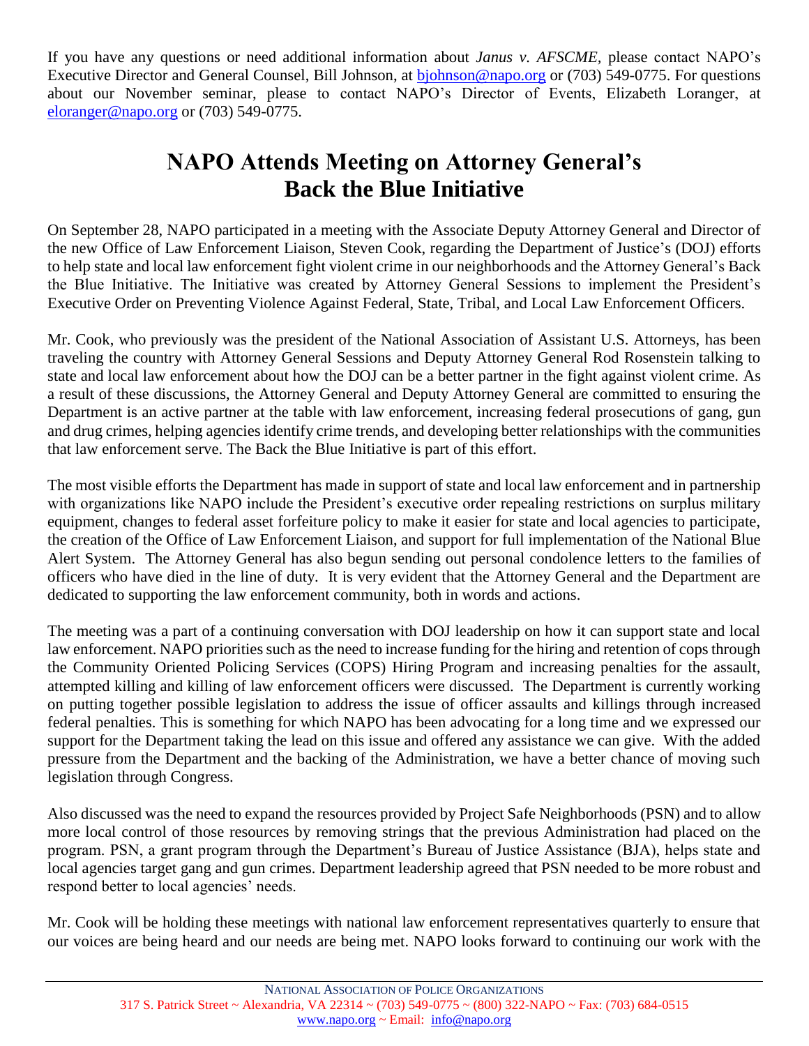If you have any questions or need additional information about *Janus v. AFSCME,* please contact NAPO's Executive Director and General Counsel, Bill Johnson, at bjohnson@napo.org or (703) 549-0775. For questions about our November seminar, please to contact NAPO's Director of Events, Elizabeth Loranger, at eloranger@napo.org or (703) 549-0775.

# NAPO Attends Meeting on Attorney General's Back the Blue Initiative

On September 28, NAPO participated in a meeting with the Associate Deputy Attorney General and Director of the new Office of Law Enforcement Liaison, Steven Cook, regarding the Department of Justice's (DOJ) efforts to help state and local law enforcement fight violent crime in our neighborhoods and the Attorney General's Back the Blue Initiative. The Initiative was created by Attorney General Sessions to implement the President's Executive Order on Preventing Violence Against Federal, State, Tribal, and Local Law Enforcement Officers.

Mr. Cook, who previously was the president of the National Association of Assistant U.S. Attorneys, has been traveling the country with Attorney General Sessions and Deputy Attorney General Rod Rosenstein talking to state and local law enforcement about how the DOJ can be a better partner in the fight against violent crime. As a result of these discussions, the Attorney General and Deputy Attorney General are committed to ensuring the Department is an active partner at the table with law enforcement, increasing federal prosecutions of gang, gun and drug crimes, helping agencies identify crime trends, and developing better relationships with the communities that law enforcement serve. The Back the Blue Initiative is part of this effort.

The most visible efforts the Department has made in support of state and local law enforcement and in partnership with organizations like NAPO include the President's executive order repealing restrictions on surplus military equipment, changes to federal asset forfeiture policy to make it easier for state and local agencies to participate, the creation of the Office of Law Enforcement Liaison, and support for full implementation of the National Blue Alert System. The Attorney General has also begun sending out personal condolence letters to the families of officers who have died in the line of duty. It is very evident that the Attorney General and the Department are dedicated to supporting the law enforcement community, both in words and actions.

The meeting was a part of a continuing conversation with DOJ leadership on how it can support state and local law enforcement. NAPO priorities such as the need to increase funding for the hiring and retention of cops through the Community Oriented Policing Services (COPS) Hiring Program and increasing penalties for the assault, attempted killing and killing of law enforcement officers were discussed. The Department is currently working on putting together possible legislation to address the issue of officer assaults and killings through increased federal penalties. This is something for which NAPO has been advocating for a long time and we expressed our support for the Department taking the lead on this issue and offered any assistance we can give. With the added pressure from the Department and the backing of the Administration, we have a better chance of moving such legislation through Congress.

Also discussed was the need to expand the resources provided by Project Safe Neighborhoods (PSN) and to allow more local control of those resources by removing strings that the previous Administration had placed on the program. PSN, a grant program through the Department's Bureau of Justice Assistance (BJA), helps state and local agencies target gang and gun crimes. Department leadership agreed that PSN needed to be more robust and respond better to local agencies' needs.

Mr. Cook will be holding these meetings with national law enforcement representatives quarterly to ensure that our voices are being heard and our needs are being met. NAPO looks forward to continuing our work with the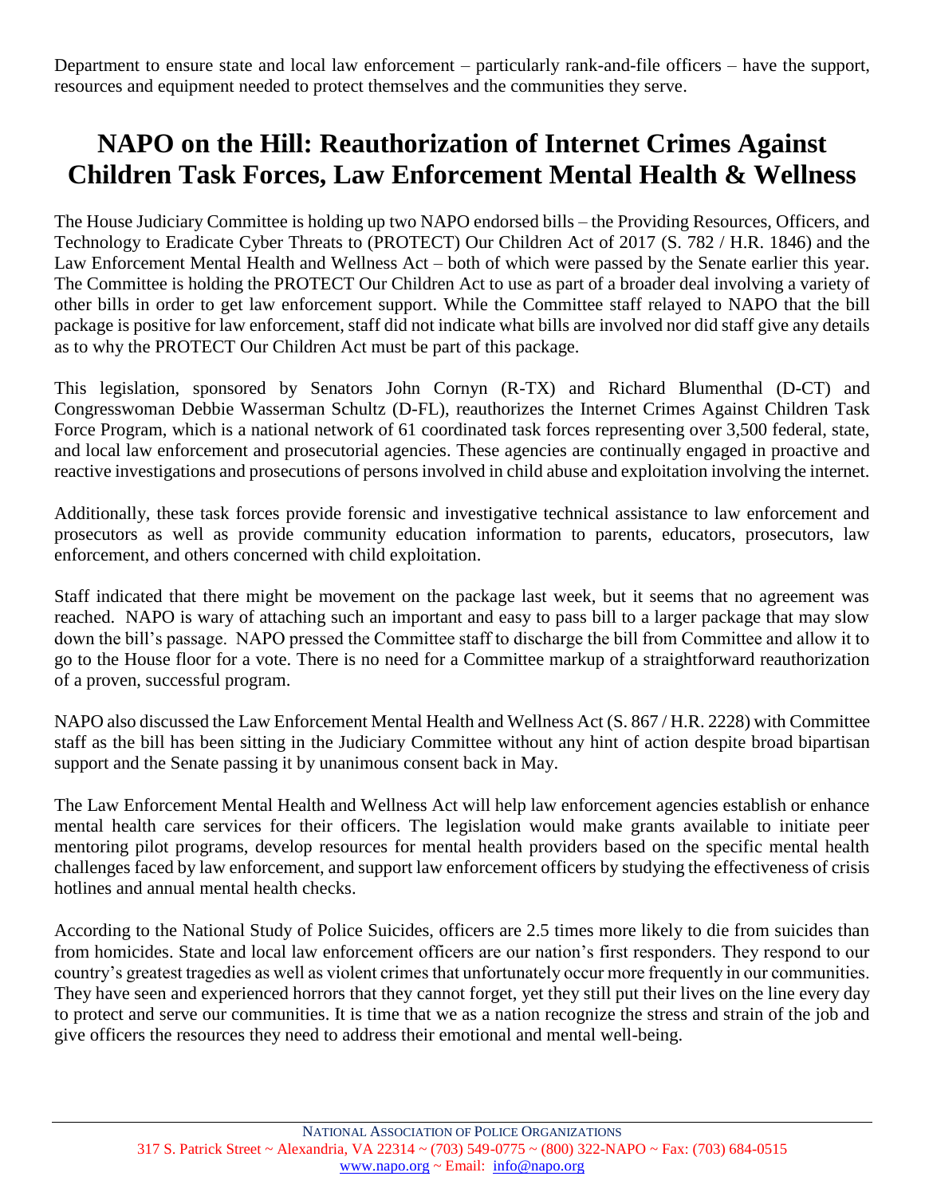Department to ensure state and local law enforcement – particularly rank-and-file officers – have the support, resources and equipment needed to protect themselves and the communities they serve.

# NAPO on the Hill: Reauthorization of Internet Crimes Against Children Task Forces, Law Enforcement Mental Health & Wellness

The House Judiciary Committee is holding up two NAPO endorsed bills – the Providing Resources, Officers, and Technology to Eradicate Cyber Threats to (PROTECT) Our Children Act of 2017 (S. 782 / H.R. 1846) and the Law Enforcement Mental Health and Wellness Act – both of which were passed by the Senate earlier this year. The Committee is holding the PROTECT Our Children Act to use as part of a broader deal involving a variety of other bills in order to get law enforcement support. While the Committee staff relayed to NAPO that the bill package is positive for law enforcement, staff did not indicate what bills are involved nor did staff give any details as to why the PROTECT Our Children Act must be part of this package.

This legislation, sponsored by Senators John Cornyn (R-TX) and Richard Blumenthal (D-CT) and Congresswoman Debbie Wasserman Schultz (D-FL), reauthorizes the Internet Crimes Against Children Task Force Program, which is a national network of 61 coordinated task forces representing over 3,500 federal, state, and local law enforcement and prosecutorial agencies. These agencies are continually engaged in proactive and reactive investigations and prosecutions of persons involved in child abuse and exploitation involving the internet.

Additionally, these task forces provide forensic and investigative technical assistance to law enforcement and prosecutors as well as provide community education information to parents, educators, prosecutors, law enforcement, and others concerned with child exploitation.

Staff indicated that there might be movement on the package last week, but it seems that no agreement was reached. NAPO is wary of attaching such an important and easy to pass bill to a larger package that may slow down the bill's passage. NAPO pressed the Committee staff to discharge the bill from Committee and allow it to go to the House floor for a vote. There is no need for a Committee markup of a straightforward reauthorization of a proven, successful program.

NAPO also discussed the Law Enforcement Mental Health and Wellness Act (S. 867 / H.R. 2228) with Committee staff as the bill has been sitting in the Judiciary Committee without any hint of action despite broad bipartisan support and the Senate passing it by unanimous consent back in May.

The Law Enforcement Mental Health and Wellness Act will help law enforcement agencies establish or enhance mental health care services for their officers. The legislation would make grants available to initiate peer mentoring pilot programs, develop resources for mental health providers based on the specific mental health challenges faced by law enforcement, and support law enforcement officers by studying the effectiveness of crisis hotlines and annual mental health checks.

According to the National Study of Police Suicides, officers are 2.5 times more likely to die from suicides than from homicides. State and local law enforcement officers are our nation's first responders. They respond to our country's greatest tragedies as well as violent crimes that unfortunately occur more frequently in our communities. They have seen and experienced horrors that they cannot forget, yet they still put their lives on the line every day to protect and serve our communities. It is time that we as a nation recognize the stress and strain of the job and give officers the resources they need to address their emotional and mental well-being.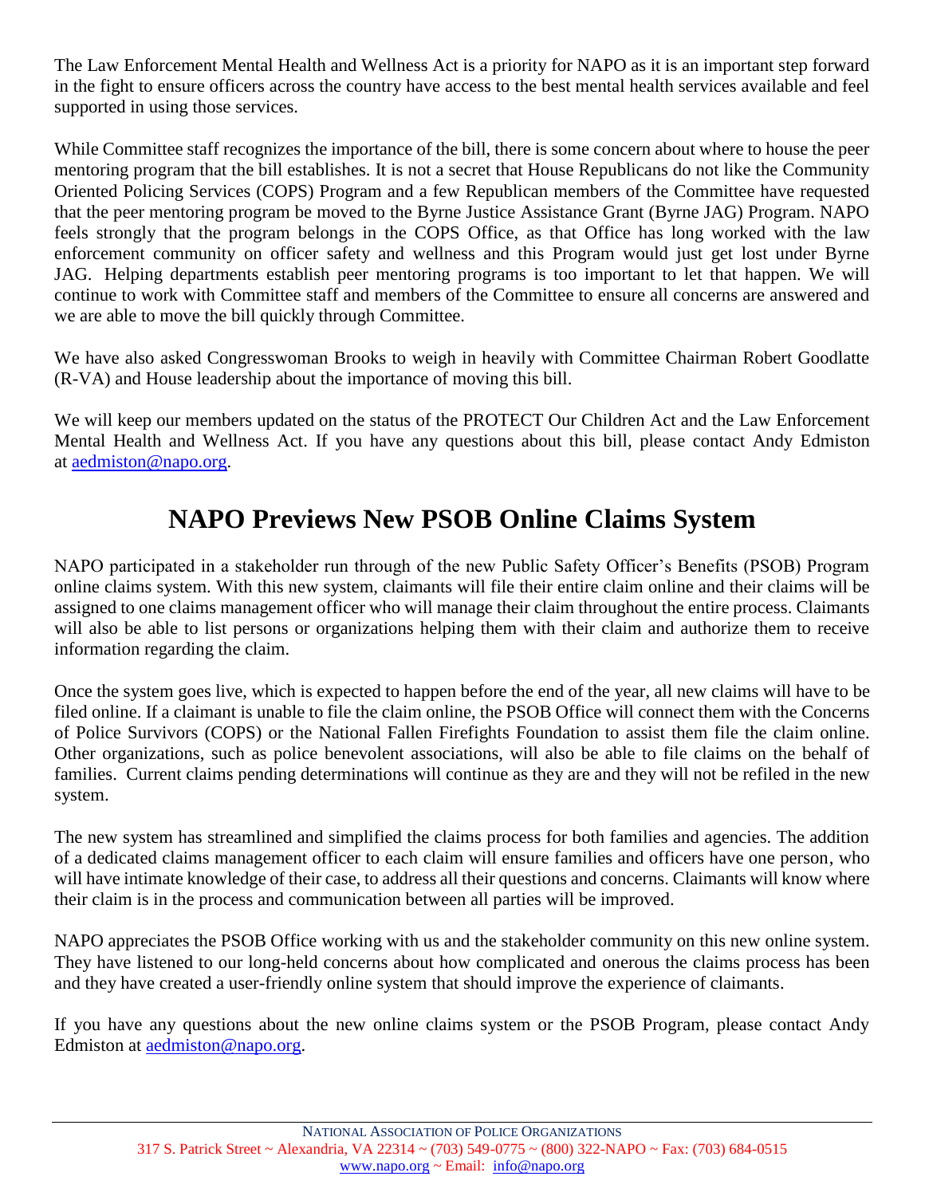The Law Enforcement Mental Health and Wellness Act is a priority for NAPO as it is an important step forward in the fight to ensure officers across the country have access to the best mental health services available and feel supported in using those services.

While Committee staff recognizes the importance of the bill, there is some concern about where to house the peer mentoring program that the bill establishes. It is not a secret that House Republicans do not like the Community Oriented Policing Services (COPS) Program and a few Republican members of the Committee have requested that the peer mentoring program be moved to the Byrne Justice Assistance Grant (Byrne JAG) Program. NAPO feels strongly that the program belongs in the COPS Office, as that Office has long worked with the law enforcement community on officer safety and wellness and this Program would just get lost under Byrne JAG. Helping departments establish peer mentoring programs is too important to let that happen. We will continue to work with Committee staff and members of the Committee to ensure all concerns are answered and we are able to move the bill quickly through Committee.

We have also asked Congresswoman Brooks to weigh in heavily with Committee Chairman Robert Goodlatte (R-VA) and House leadership about the importance of moving this bill.

We will keep our members updated on the status of the PROTECT Our Children Act and the Law Enforcement Mental Health and Wellness Act. If you have any questions about this bill, please contact Andy Edmiston at aedmiston@napo.org.

# NAPO Previews New PSOB Online Claims System

NAPO participated in a stakeholder run through of the new Public Safety Officer's Benefits (PSOB) Program online claims system. With this new system, claimants will file their entire claim online and their claims will be assigned to one claims management officer who will manage their claim throughout the entire process. Claimants will also be able to list persons or organizations helping them with their claim and authorize them to receive information regarding the claim.

Once the system goes live, which is expected to happen before the end of the year, all new claims will have to be filed online. If a claimant is unable to file the claim online, the PSOB Office will connect them with the Concerns of Police Survivors (COPS) or the National Fallen Firefights Foundation to assist them file the claim online. Other organizations, such as police benevolent associations, will also be able to file claims on the behalf of families. Current claims pending determinations will continue as they are and they will not be refiled in the new system.

The new system has streamlined and simplified the claims process for both families and agencies. The addition of a dedicated claims management officer to each claim will ensure families and officers have one person, who will have intimate knowledge of their case, to address all their questions and concerns. Claimants will know where their claim is in the process and communication between all parties will be improved.

NAPO appreciates the PSOB Office working with us and the stakeholder community on this new online system. They have listened to our long-held concerns about how complicated and onerous the claims process has been and they have created a user-friendly online system that should improve the experience of claimants.

If you have any questions about the new online claims system or the PSOB Program, please contact Andy Edmiston at aedmiston@napo.org.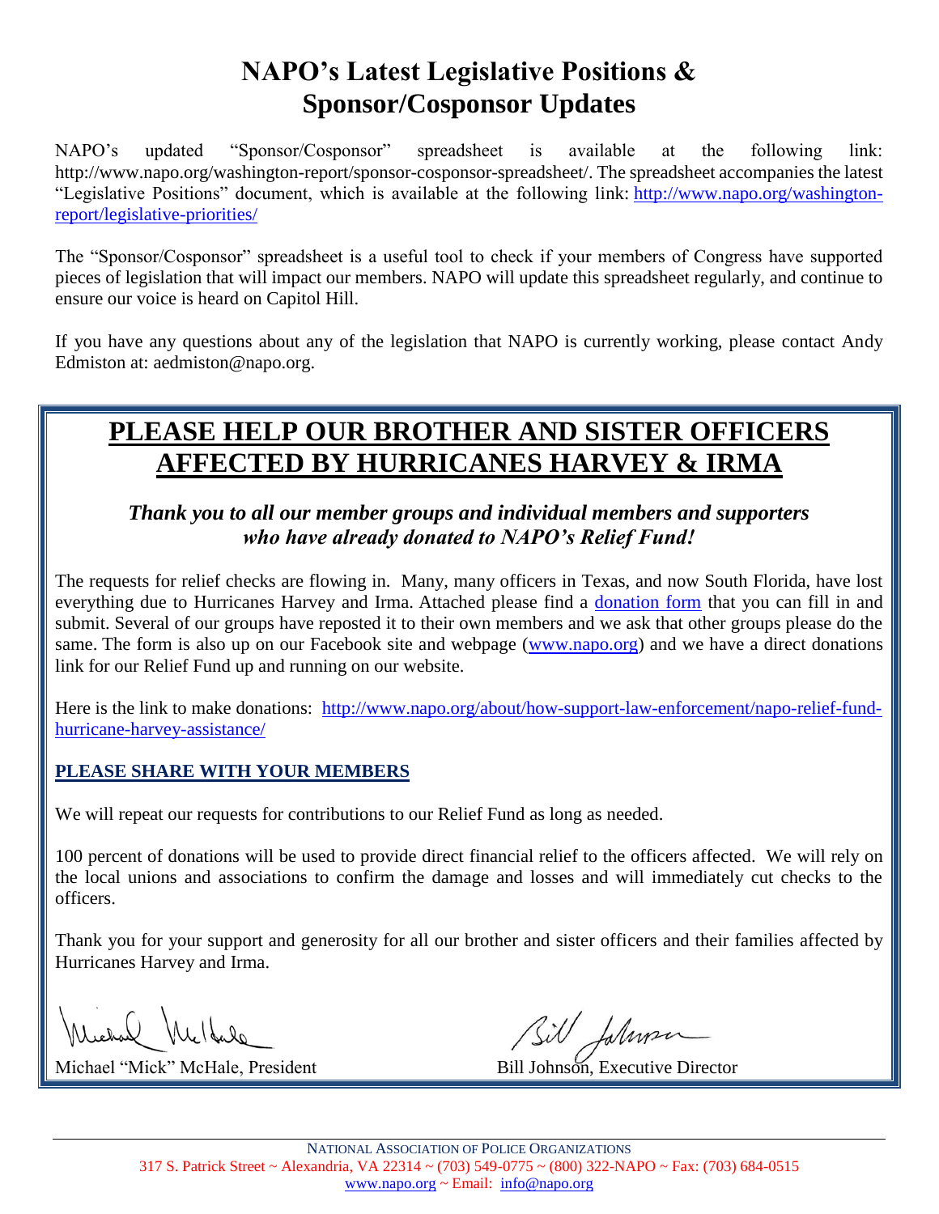# NAPO's Latest Legislative Positions & Sponsor/Cosponsor Updates

NAPO's updated "Sponsor/Cosponsor" spreadsheet is available at the following link: http://www.napo.org/washington-report/sponsor-cosponsor-spreadsheet/. The spreadsheet accompanies the latest "Legislative Positions" document, which is available at the following link: http://www.napo.org/washington-report/legislative-priorities/

The "Sponsor/Cosponsor" spreadsheet is a useful tool to check if your members of Congress have supported pieces of legislation that will impact our members. NAPO will update this spreadsheet regularly, and continue to ensure our voice is heard on Capitol Hill.

If you have any questions about any of the legislation that NAPO is currently working, please contact Andy Edmiston at: aedmiston@napo.org.

## PLEASE HELP OUR BROTHER AND SISTER OFFICERS AFFECTED BY HURRICANES HARVEY & IRMA

***Thank you to all our member groups and individual members and supporters who have already donated to NAPO's Relief Fund!***

The requests for relief checks are flowing in. Many, many officers in Texas, and now South Florida, have lost everything due to Hurricanes Harvey and Irma. Attached please find a donation form that you can fill in and submit. Several of our groups have reposted it to their own members and we ask that other groups please do the same. The form is also up on our Facebook site and webpage (www.napo.org) and we have a direct donations link for our Relief Fund up and running on our website.

Here is the link to make donations: http://www.napo.org/about/how-support-law-enforcement/napo-relief-fund-hurricane-harvey-assistance/

**PLEASE SHARE WITH YOUR MEMBERS**

We will repeat our requests for contributions to our Relief Fund as long as needed.

100 percent of donations will be used to provide direct financial relief to the officers affected. We will rely on the local unions and associations to confirm the damage and losses and will immediately cut checks to the officers.

Thank you for your support and generosity for all our brother and sister officers and their families affected by Hurricanes Harvey and Irma.

Michael "Mick" McHale, President

Bill Johnson, Executive Director

NATIONAL ASSOCIATION OF POLICE ORGANIZATIONS
317 S. Patrick Street ~ Alexandria, VA 22314 ~ (703) 549-0775 ~ (800) 322-NAPO ~ Fax: (703) 684-0515
www.napo.org ~ Email: info@napo.org